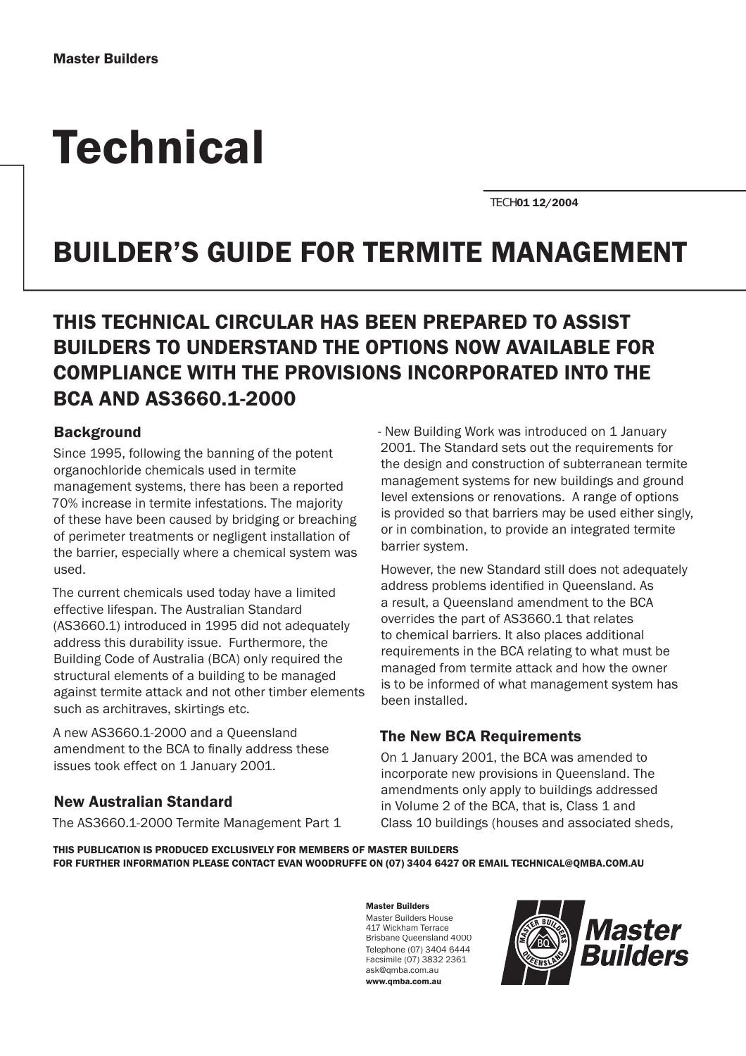Master Builders

# Technical

TECH01 12/2004

# BUILDER'S GUIDE FOR TERMITE MANAGEMENT

## THIS TECHNICAL CIRCULAR HAS BEEN PREPARED TO ASSIST BUILDERS TO UNDERSTAND THE OPTIONS NOW AVAILABLE FOR COMPLIANCE WITH THE PROVISIONS INCORPORATED INTO THE BCA AND AS3660.1-2000

### Background

Since 1995, following the banning of the potent organochloride chemicals used in termite management systems, there has been a reported 70% increase in termite infestations. The majority of these have been caused by bridging or breaching of perimeter treatments or negligent installation of the barrier, especially where a chemical system was used.

The current chemicals used today have a limited effective lifespan. The Australian Standard (AS3660.1) introduced in 1995 did not adequately address this durability issue. Furthermore, the Building Code of Australia (BCA) only required the structural elements of a building to be managed against termite attack and not other timber elements such as architraves, skirtings etc.

A new AS3660.1-2000 and a Queensland amendment to the BCA to finally address these issues took effect on 1 January 2001.

### New Australian Standard

The AS3660.1-2000 Termite Management Part 1 - New Building Work was introduced on 1 January 2001. The Standard sets out the requirements for the design and construction of subterranean termite management systems for new buildings and ground level extensions or renovations. A range of options is provided so that barriers may be used either singly, or in combination, to provide an integrated termite barrier system.

However, the new Standard still does not adequately address problems identified in Queensland. As a result, a Queensland amendment to the BCA overrides the part of AS3660.1 that relates to chemical barriers. It also places additional requirements in the BCA relating to what must be managed from termite attack and how the owner is to be informed of what management system has been installed.

### The New BCA Requirements

On 1 January 2001, the BCA was amended to incorporate new provisions in Queensland. The amendments only apply to buildings addressed in Volume 2 of the BCA, that is, Class 1 and Class 10 buildings (houses and associated sheds,

THIS PUBLICATION IS PRODUCED EXCLUSIVELY FOR MEMBERS OF MASTER BUILDERS
FOR FURTHER INFORMATION PLEASE CONTACT EVAN WOODRUFFE ON (07) 3404 6427 OR EMAIL TECHNICAL@QMBA.COM.AU

**Master Builders**
Master Builders House
417 Wickham Terrace
Brisbane Queensland 4000
Telephone (07) 3404 6444
Facsimile (07) 3832 2361
ask@qmba.com.au
**www.qmba.com.au**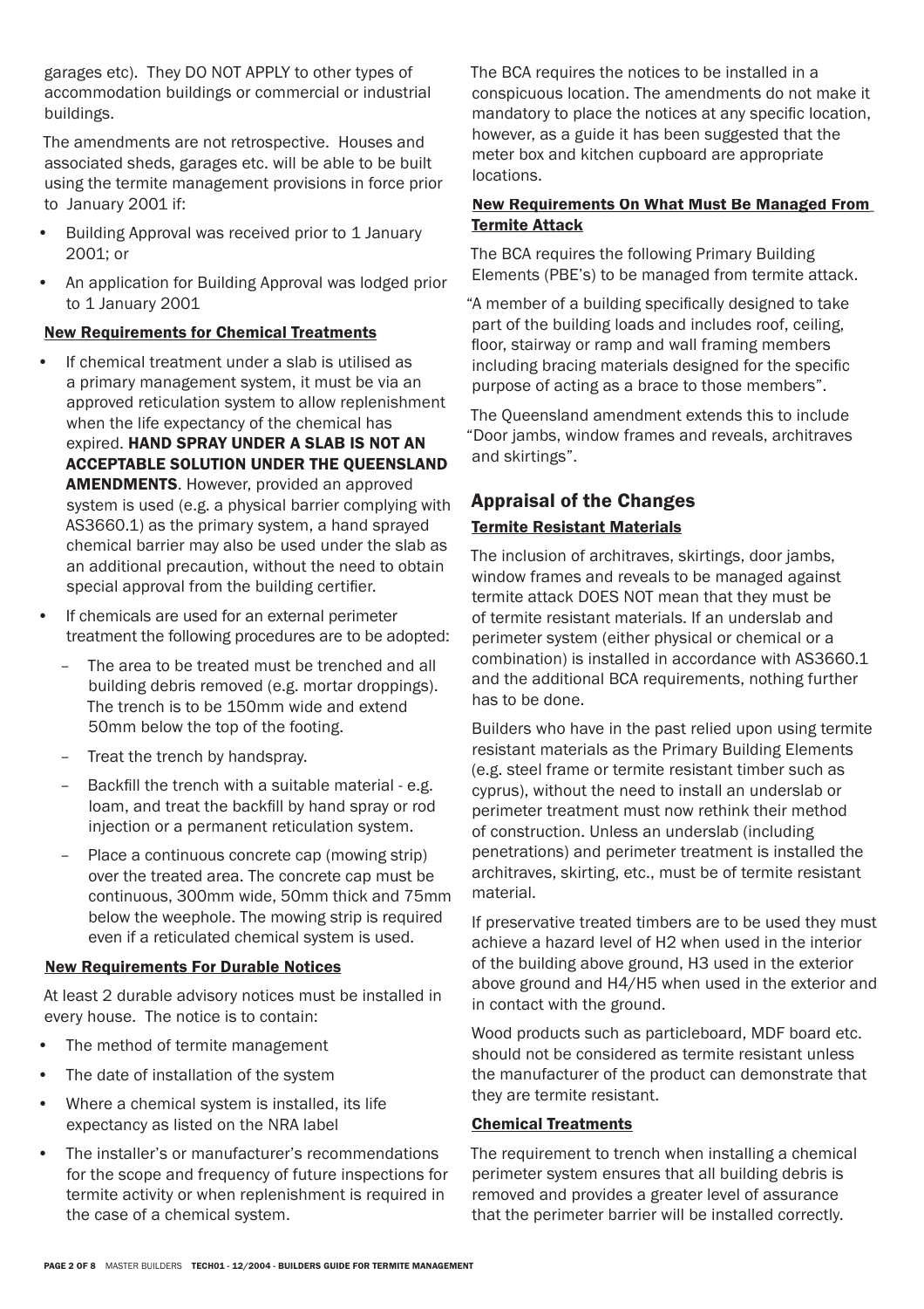garages etc). They DO NOT APPLY to other types of accommodation buildings or commercial or industrial buildings.

The amendments are not retrospective. Houses and associated sheds, garages etc. will be able to be built using the termite management provisions in force prior to January 2001 if:

- Building Approval was received prior to 1 January 2001; or
- An application for Building Approval was lodged prior to 1 January 2001

### New Requirements for Chemical Treatments

- If chemical treatment under a slab is utilised as a primary management system, it must be via an approved reticulation system to allow replenishment when the life expectancy of the chemical has expired. **HAND SPRAY UNDER A SLAB IS NOT AN ACCEPTABLE SOLUTION UNDER THE QUEENSLAND AMENDMENTS**. However, provided an approved system is used (e.g. a physical barrier complying with AS3660.1) as the primary system, a hand sprayed chemical barrier may also be used under the slab as an additional precaution, without the need to obtain special approval from the building certifier.
- If chemicals are used for an external perimeter treatment the following procedures are to be adopted:
  - The area to be treated must be trenched and all building debris removed (e.g. mortar droppings). The trench is to be 150mm wide and extend 50mm below the top of the footing.
  - Treat the trench by handspray.
  - Backfill the trench with a suitable material - e.g. loam, and treat the backfill by hand spray or rod injection or a permanent reticulation system.
  - Place a continuous concrete cap (mowing strip) over the treated area. The concrete cap must be continuous, 300mm wide, 50mm thick and 75mm below the weephole. The mowing strip is required even if a reticulated chemical system is used.

### New Requirements For Durable Notices

At least 2 durable advisory notices must be installed in every house. The notice is to contain:

- The method of termite management
- The date of installation of the system
- Where a chemical system is installed, its life expectancy as listed on the NRA label
- The installer's or manufacturer's recommendations for the scope and frequency of future inspections for termite activity or when replenishment is required in the case of a chemical system.

The BCA requires the notices to be installed in a conspicuous location. The amendments do not make it mandatory to place the notices at any specific location, however, as a guide it has been suggested that the meter box and kitchen cupboard are appropriate locations.

### New Requirements On What Must Be Managed From Termite Attack

The BCA requires the following Primary Building Elements (PBE's) to be managed from termite attack.

"A member of a building specifically designed to take part of the building loads and includes roof, ceiling, floor, stairway or ramp and wall framing members including bracing materials designed for the specific purpose of acting as a brace to those members".

The Queensland amendment extends this to include "Door jambs, window frames and reveals, architraves and skirtings".

## Appraisal of the Changes

### Termite Resistant Materials

The inclusion of architraves, skirtings, door jambs, window frames and reveals to be managed against termite attack DOES NOT mean that they must be of termite resistant materials. If an underslab and perimeter system (either physical or chemical or a combination) is installed in accordance with AS3660.1 and the additional BCA requirements, nothing further has to be done.

Builders who have in the past relied upon using termite resistant materials as the Primary Building Elements (e.g. steel frame or termite resistant timber such as cyprus), without the need to install an underslab or perimeter treatment must now rethink their method of construction. Unless an underslab (including penetrations) and perimeter treatment is installed the architraves, skirting, etc., must be of termite resistant material.

If preservative treated timbers are to be used they must achieve a hazard level of H2 when used in the interior of the building above ground, H3 used in the exterior above ground and H4/H5 when used in the exterior and in contact with the ground.

Wood products such as particleboard, MDF board etc. should not be considered as termite resistant unless the manufacturer of the product can demonstrate that they are termite resistant.

### Chemical Treatments

The requirement to trench when installing a chemical perimeter system ensures that all building debris is removed and provides a greater level of assurance that the perimeter barrier will be installed correctly.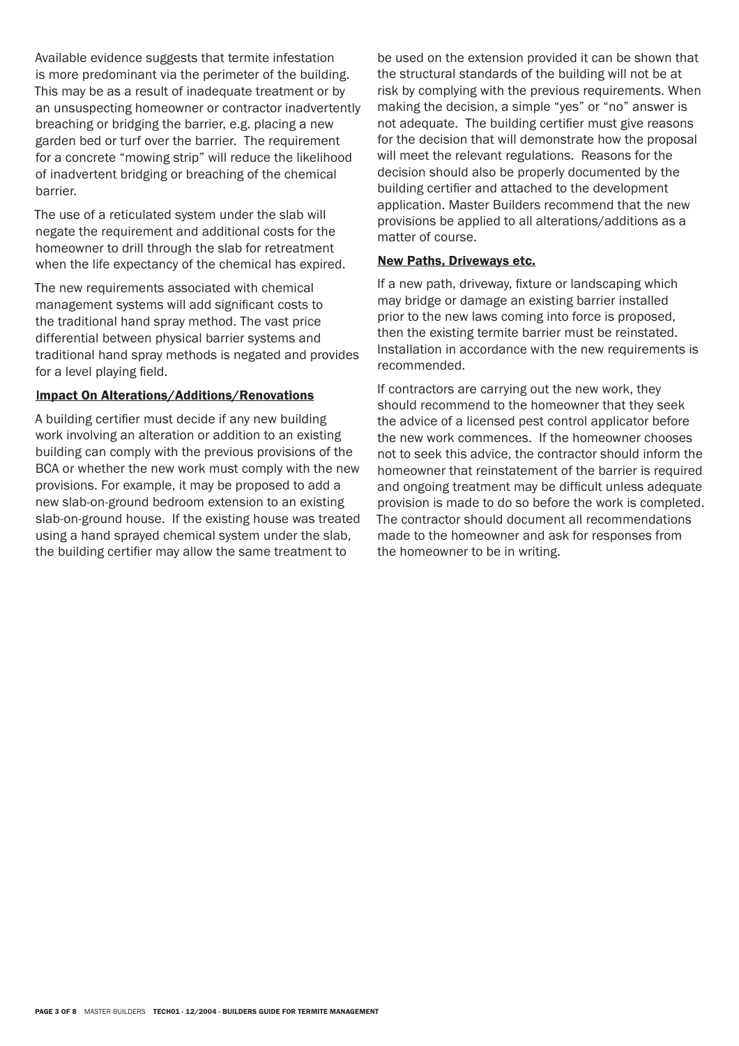Available evidence suggests that termite infestation is more predominant via the perimeter of the building. This may be as a result of inadequate treatment or by an unsuspecting homeowner or contractor inadvertently breaching or bridging the barrier, e.g. placing a new garden bed or turf over the barrier. The requirement for a concrete "mowing strip" will reduce the likelihood of inadvertent bridging or breaching of the chemical barrier.

The use of a reticulated system under the slab will negate the requirement and additional costs for the homeowner to drill through the slab for retreatment when the life expectancy of the chemical has expired.

The new requirements associated with chemical management systems will add significant costs to the traditional hand spray method. The vast price differential between physical barrier systems and traditional hand spray methods is negated and provides for a level playing field.

## Impact On Alterations/Additions/Renovations

A building certifier must decide if any new building work involving an alteration or addition to an existing building can comply with the previous provisions of the BCA or whether the new work must comply with the new provisions. For example, it may be proposed to add a new slab-on-ground bedroom extension to an existing slab-on-ground house. If the existing house was treated using a hand sprayed chemical system under the slab, the building certifier may allow the same treatment to be used on the extension provided it can be shown that the structural standards of the building will not be at risk by complying with the previous requirements. When making the decision, a simple "yes" or "no" answer is not adequate. The building certifier must give reasons for the decision that will demonstrate how the proposal will meet the relevant regulations. Reasons for the decision should also be properly documented by the building certifier and attached to the development application. Master Builders recommend that the new provisions be applied to all alterations/additions as a matter of course.

## New Paths, Driveways etc.

If a new path, driveway, fixture or landscaping which may bridge or damage an existing barrier installed prior to the new laws coming into force is proposed, then the existing termite barrier must be reinstated. Installation in accordance with the new requirements is recommended.

If contractors are carrying out the new work, they should recommend to the homeowner that they seek the advice of a licensed pest control applicator before the new work commences. If the homeowner chooses not to seek this advice, the contractor should inform the homeowner that reinstatement of the barrier is required and ongoing treatment may be difficult unless adequate provision is made to do so before the work is completed. The contractor should document all recommendations made to the homeowner and ask for responses from the homeowner to be in writing.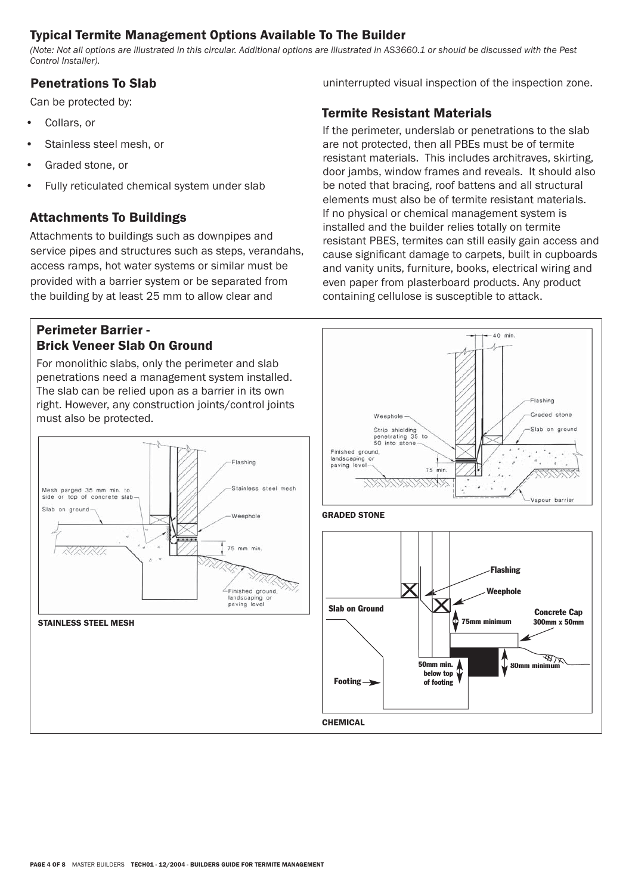## Typical Termite Management Options Available To The Builder

*(Note: Not all options are illustrated in this circular. Additional options are illustrated in AS3660.1 or should be discussed with the Pest Control Installer).*

### Penetrations To Slab

Can be protected by:

- Collars, or
- Stainless steel mesh, or
- Graded stone, or
- Fully reticulated chemical system under slab

### Attachments To Buildings

Attachments to buildings such as downpipes and service pipes and structures such as steps, verandahs, access ramps, hot water systems or similar must be provided with a barrier system or be separated from the building by at least 25 mm to allow clear and uninterrupted visual inspection of the inspection zone.

### Termite Resistant Materials

If the perimeter, underslab or penetrations to the slab are not protected, then all PBEs must be of termite resistant materials. This includes architraves, skirting, door jambs, window frames and reveals. It should also be noted that bracing, roof battens and all structural elements must also be of termite resistant materials. If no physical or chemical management system is installed and the builder relies totally on termite resistant PBES, termites can still easily gain access and cause significant damage to carpets, built in cupboards and vanity units, furniture, books, electrical wiring and even paper from plasterboard products. Any product containing cellulose is susceptible to attack.

### Perimeter Barrier - Brick Veneer Slab On Ground

For monolithic slabs, only the perimeter and slab penetrations need a management system installed. The slab can be relied upon as a barrier in its own right. However, any construction joints/control joints must also be protected.

Flashing
Mesh parged 35 mm min. to side or top of concrete slab
Stainless steel mesh
Slab on ground
Weephole
75 mm min.
Finished ground, landscaping or paving level

**STAINLESS STEEL MESH**

40 min.
Flashing
Weephole
Graded stone
Strip shielding penetrating 35 to 50 into stone
Slab on ground
Finished ground, landscaping or paving level
75 min.
Vapour barrier

**GRADED STONE**

Flashing
Weephole
Slab on Ground
75mm minimum
Concrete Cap 300mm x 50mm
50mm min. below top of footing
80mm minimum
Footing

**CHEMICAL**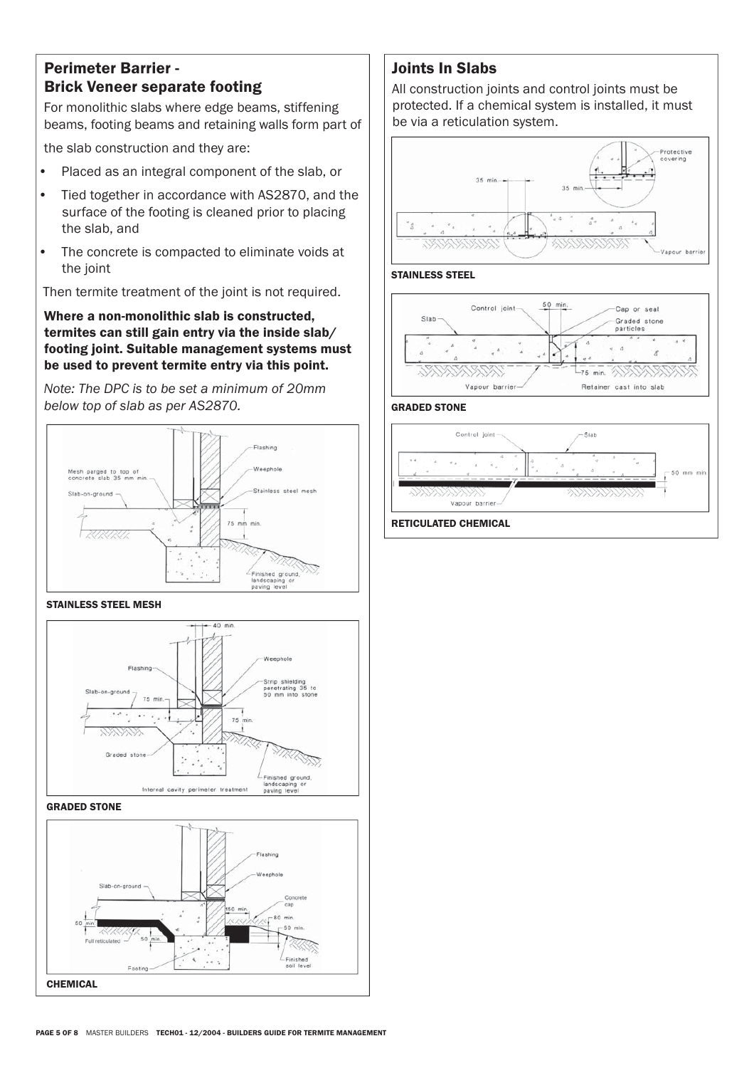## Perimeter Barrier - Brick Veneer separate footing

For monolithic slabs where edge beams, stiffening beams, footing beams and retaining walls form part of the slab construction and they are:

- Placed as an integral component of the slab, or
- Tied together in accordance with AS2870, and the surface of the footing is cleaned prior to placing the slab, and
- The concrete is compacted to eliminate voids at the joint

Then termite treatment of the joint is not required.

**Where a non-monolithic slab is constructed, termites can still gain entry via the inside slab/ footing joint. Suitable management systems must be used to prevent termite entry via this point.**

*Note: The DPC is to be set a minimum of 20mm below top of slab as per AS2870.*

**STAINLESS STEEL MESH**

**GRADED STONE**

**CHEMICAL**

## Joints In Slabs

All construction joints and control joints must be protected. If a chemical system is installed, it must be via a reticulation system.

**STAINLESS STEEL**

**GRADED STONE**

**RETICULATED CHEMICAL**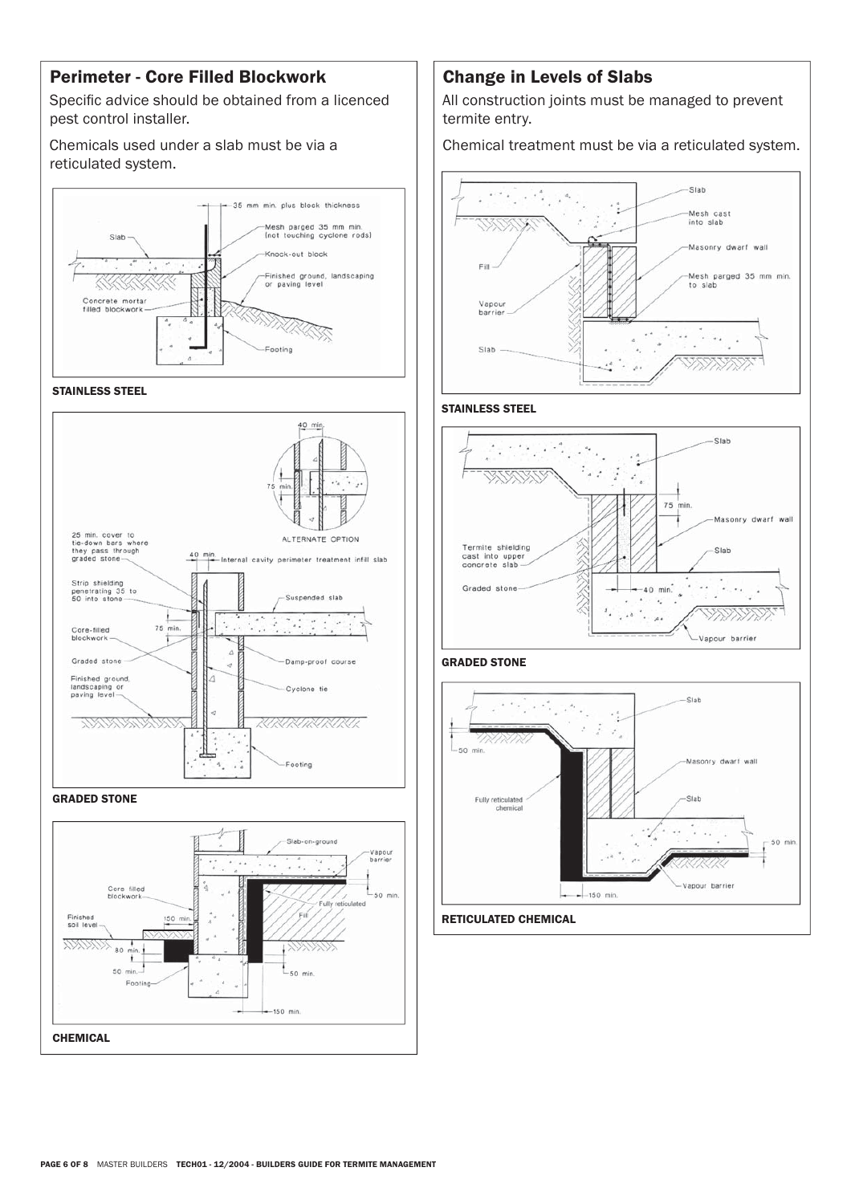## Perimeter - Core Filled Blockwork

Specific advice should be obtained from a licenced pest control installer.

Chemicals used under a slab must be via a reticulated system.

35 mm min. plus block thickness
Slab
Mesh parged 35 mm min. (not touching cyclone rods)
Knock-out block
Finished ground, landscaping or paving level
Concrete mortar filled blockwork
Footing

**STAINLESS STEEL**

40 min.
75 min.
ALTERNATE OPTION
25 min. cover to tie-down bars where they pass through graded stone
40 min.
Internal cavity perimeter treatment infill slab
Strip shielding penetrating 35 to 50 into stone
Suspended slab
75 min.
Core-filled blockwork
Graded stone
Damp-proof course
Finished ground, landscaping or paving level
Cyclone tie
Footing

**GRADED STONE**

Slab-on-ground
Vapour barrier
Core filled blockwork
50 min.
Fully reticulated
Fill
Finished soil level
150 min.
80 min.
50 min.
50 min.
Footing
150 min.

**CHEMICAL**

## Change in Levels of Slabs

All construction joints must be managed to prevent termite entry.

Chemical treatment must be via a reticulated system.

Slab
Mesh cast into slab
Masonry dwarf wall
Fill
Mesh parged 35 mm min. to slab
Vapour barrier
Slab

**STAINLESS STEEL**

Slab
75 min.
Masonry dwarf wall
Termite shielding cast into upper concrete slab
Slab
Graded stone
40 min.
Vapour barrier

**GRADED STONE**

Slab
50 min.
Masonry dwarf wall
Fully reticulated chemical
Slab
50 min.
Vapour barrier
150 min.

**RETICULATED CHEMICAL**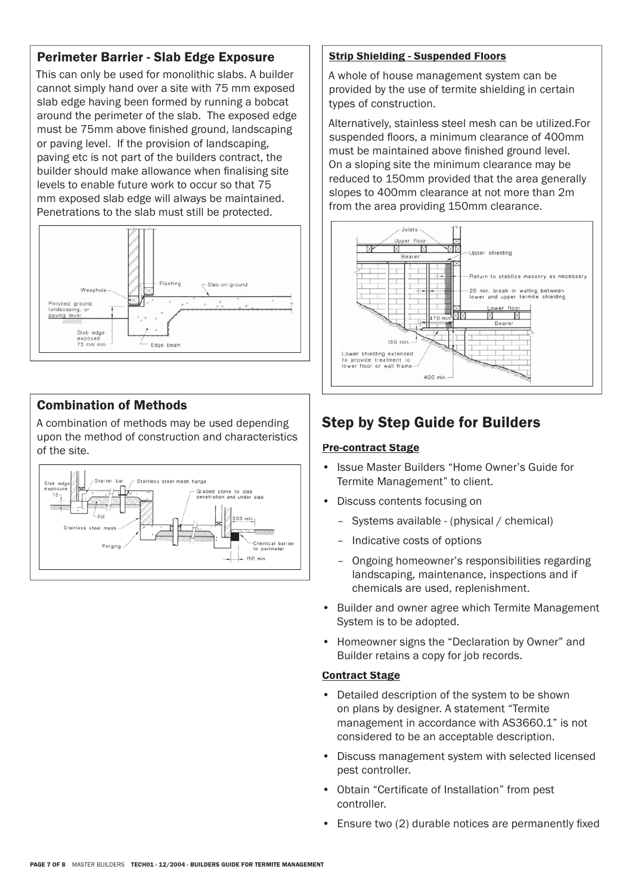## Perimeter Barrier - Slab Edge Exposure

This can only be used for monolithic slabs. A builder cannot simply hand over a site with 75 mm exposed slab edge having been formed by running a bobcat around the perimeter of the slab. The exposed edge must be 75mm above finished ground, landscaping or paving level. If the provision of landscaping, paving etc is not part of the builders contract, the builder should make allowance when finalising site levels to enable future work to occur so that 75 mm exposed slab edge will always be maintained. Penetrations to the slab must still be protected.

## Combination of Methods

A combination of methods may be used depending upon the method of construction and characteristics of the site.

### Strip Shielding - Suspended Floors

A whole of house management system can be provided by the use of termite shielding in certain types of construction.

Alternatively, stainless steel mesh can be utilized. For suspended floors, a minimum clearance of 400mm must be maintained above finished ground level. On a sloping site the minimum clearance may be reduced to 150mm provided that the area generally slopes to 400mm clearance at not more than 2m from the area providing 150mm clearance.

## Step by Step Guide for Builders

### Pre-contract Stage

- Issue Master Builders "Home Owner's Guide for Termite Management" to client.
- Discuss contents focusing on
  - Systems available - (physical / chemical)
  - Indicative costs of options
  - Ongoing homeowner's responsibilities regarding landscaping, maintenance, inspections and if chemicals are used, replenishment.
- Builder and owner agree which Termite Management System is to be adopted.
- Homeowner signs the "Declaration by Owner" and Builder retains a copy for job records.

### Contract Stage

- Detailed description of the system to be shown on plans by designer. A statement "Termite management in accordance with AS3660.1" is not considered to be an acceptable description.
- Discuss management system with selected licensed pest controller.
- Obtain "Certificate of Installation" from pest controller.
- Ensure two (2) durable notices are permanently fixed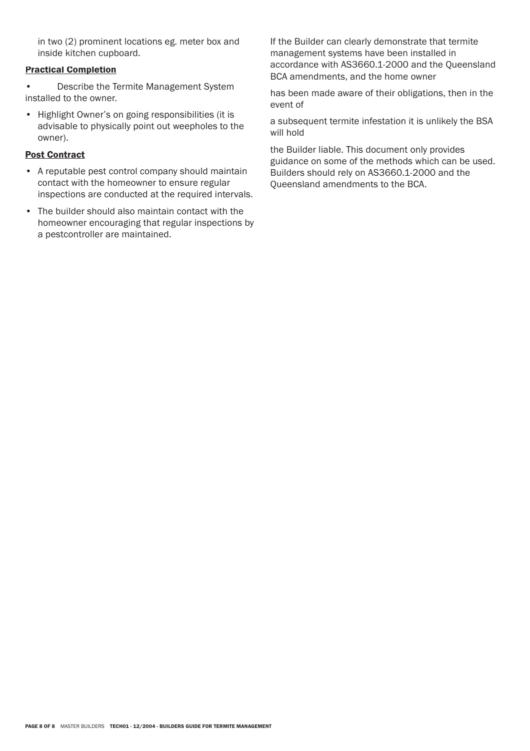in two (2) prominent locations eg. meter box and inside kitchen cupboard.

**Practical Completion**

- Describe the Termite Management System installed to the owner.
- Highlight Owner's on going responsibilities (it is advisable to physically point out weepholes to the owner).

**Post Contract**

- A reputable pest control company should maintain contact with the homeowner to ensure regular inspections are conducted at the required intervals.
- The builder should also maintain contact with the homeowner encouraging that regular inspections by a pestcontroller are maintained.

If the Builder can clearly demonstrate that termite management systems have been installed in accordance with AS3660.1-2000 and the Queensland BCA amendments, and the home owner

has been made aware of their obligations, then in the event of

a subsequent termite infestation it is unlikely the BSA will hold

the Builder liable. This document only provides guidance on some of the methods which can be used. Builders should rely on AS3660.1-2000 and the Queensland amendments to the BCA.